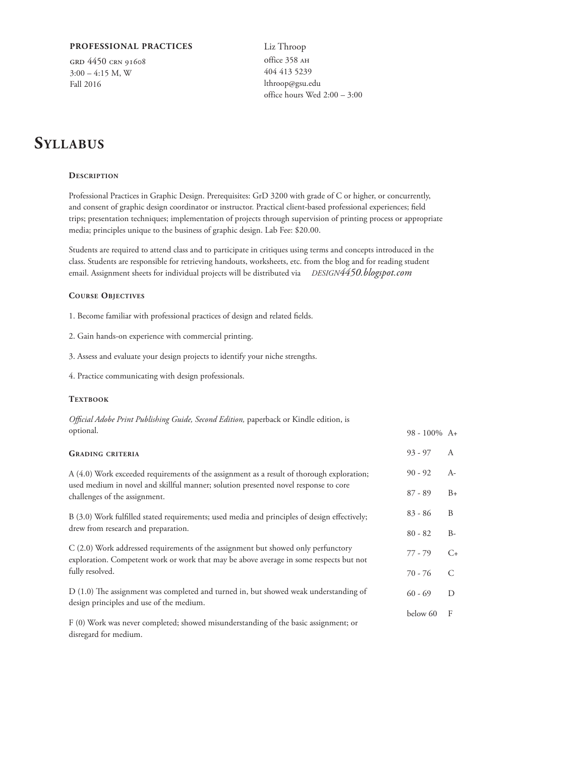**PROFESSIONAL PRACTICES**

GRD 4450 CRN 91608
3:00 – 4:15 M, W
Fall 2016

Liz Throop
office 358 AH
404 413 5239
lthroop@gsu.edu
office hours Wed 2:00 – 3:00

# Syllabus

### Description

Professional Practices in Graphic Design. Prerequisites: GrD 3200 with grade of C or higher, or concurrently, and consent of graphic design coordinator or instructor. Practical client-based professional experiences; field trips; presentation techniques; implementation of projects through supervision of printing process or appropriate media; principles unique to the business of graphic design. Lab Fee: $20.00.

Students are required to attend class and to participate in critiques using terms and concepts introduced in the class. Students are responsible for retrieving handouts, worksheets, etc. from the blog and for reading student email. Assignment sheets for individual projects will be distributed via *DESIGN4450.blogspot.com*

### Course Objectives

1. Become familiar with professional practices of design and related fields.

2. Gain hands-on experience with commercial printing.

3. Assess and evaluate your design projects to identify your niche strengths.

4. Practice communicating with design professionals.

### Textbook

*Official Adobe Print Publishing Guide, Second Edition,* paperback or Kindle edition, is optional.

### Grading criteria

A (4.0) Work exceeded requirements of the assignment as a result of thorough exploration; used medium in novel and skillful manner; solution presented novel response to core challenges of the assignment.

B (3.0) Work fulfilled stated requirements; used media and principles of design effectively; drew from research and preparation.

C (2.0) Work addressed requirements of the assignment but showed only perfunctory exploration. Competent work or work that may be above average in some respects but not fully resolved.

D (1.0) The assignment was completed and turned in, but showed weak understanding of design principles and use of the medium.

F (0) Work was never completed; showed misunderstanding of the basic assignment; or disregard for medium.

| | |
|---|---|
| 98 - 100% | A+ |
| 93 - 97 | A |
| 90 - 92 | A- |
| 87 - 89 | B+ |
| 83 - 86 | B |
| 80 - 82 | B- |
| 77 - 79 | C+ |
| 70 - 76 | C |
| 60 - 69 | D |
| below 60 | F |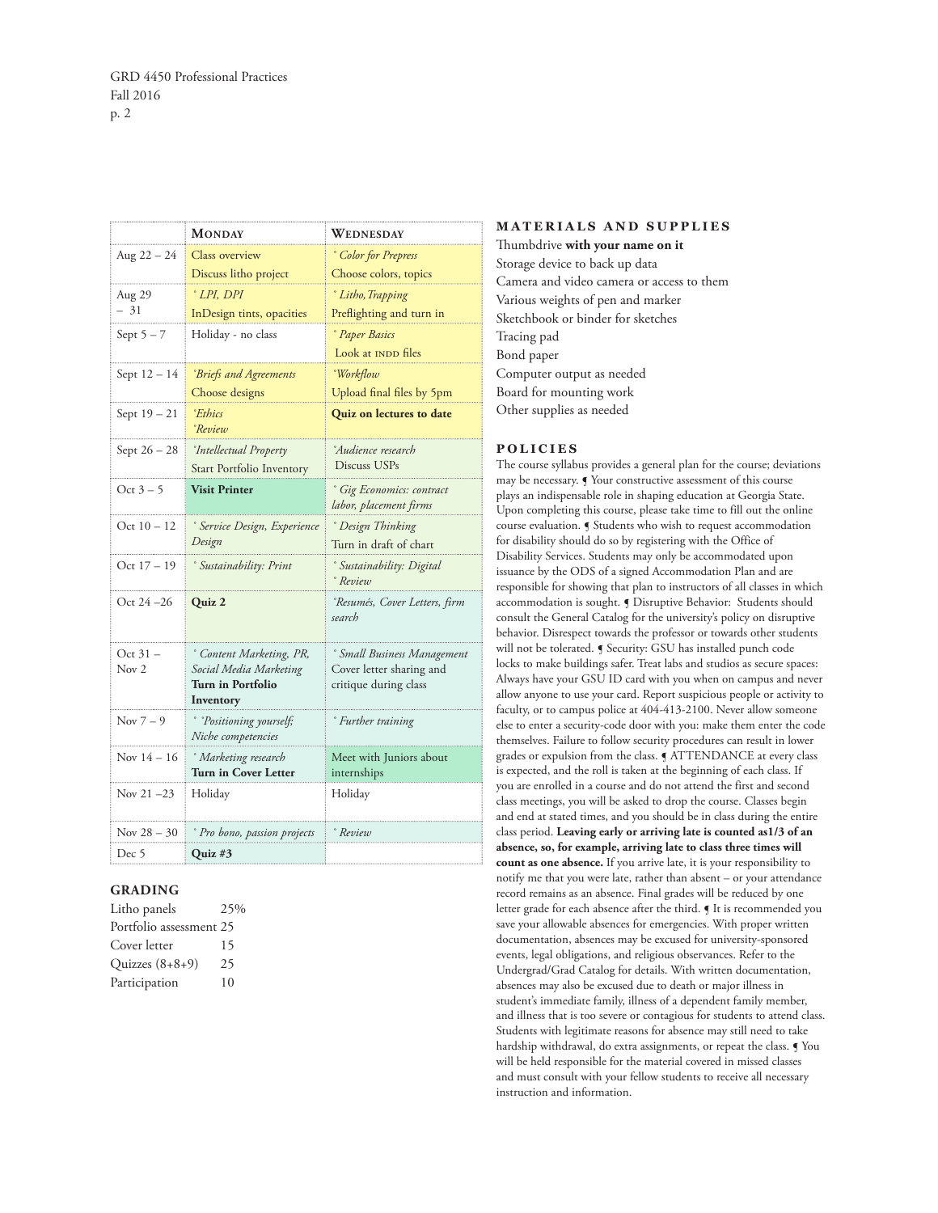| | **Monday** | **Wednesday** |
|---|---|---|
| Aug 22 – 24 | Class overview<br>Discuss litho project | *° Color for Prepress*<br>Choose colors, topics |
| Aug 29 – 31 | *° LPI, DPI*<br>InDesign tints, opacities | *° Litho, Trapping*<br>Preflighting and turn in |
| Sept 5 – 7 | Holiday - no class | *° Paper Basics*<br>Look at INDD files |
| Sept 12 – 14 | *°Briefs and Agreements*<br>Choose designs | *°Workflow*<br>Upload final files by 5pm |
| Sept 19 – 21 | *°Ethics*<br>*°Review* | **Quiz on lectures to date** |
| Sept 26 – 28 | *°Intellectual Property*<br>Start Portfolio Inventory | *°Audience research*<br>Discuss USPs |
| Oct 3 – 5 | **Visit Printer** | *° Gig Economics: contract labor, placement firms* |
| Oct 10 – 12 | *° Service Design, Experience Design* | *° Design Thinking*<br>Turn in draft of chart |
| Oct 17 – 19 | *° Sustainability: Print* | *° Sustainability: Digital*<br>*° Review* |
| Oct 24 –26 | **Quiz 2** | *°Resumés, Cover Letters, firm search* |
| Oct 31 – Nov 2 | *° Content Marketing, PR, Social Media Marketing*<br>**Turn in Portfolio Inventory** | *° Small Business Management*<br>Cover letter sharing and critique during class |
| Nov 7 – 9 | *° °Positioning yourself; Niche competencies* | *° Further training* |
| Nov 14 – 16 | *° Marketing research*<br>**Turn in Cover Letter** | Meet with Juniors about internships |
| Nov 21 –23 | Holiday | Holiday |
| Nov 28 – 30 | *° Pro bono, passion projects* | *° Review* |
| Dec 5 | **Quiz #3** | |

## GRADING

| | |
|---|---|
| Litho panels | 25% |
| Portfolio assessment | 25 |
| Cover letter | 15 |
| Quizzes (8+8+9) | 25 |
| Participation | 10 |

## MATERIALS AND SUPPLIES

Thumbdrive **with your name on it**
Storage device to back up data
Camera and video camera or access to them
Various weights of pen and marker
Sketchbook or binder for sketches
Tracing pad
Bond paper
Computer output as needed
Board for mounting work
Other supplies as needed

## POLICIES

The course syllabus provides a general plan for the course; deviations may be necessary. ¶ Your constructive assessment of this course plays an indispensable role in shaping education at Georgia State. Upon completing this course, please take time to fill out the online course evaluation. ¶ Students who wish to request accommodation for disability should do so by registering with the Office of Disability Services. Students may only be accommodated upon issuance by the ODS of a signed Accommodation Plan and are responsible for showing that plan to instructors of all classes in which accommodation is sought. ¶ Disruptive Behavior: Students should consult the General Catalog for the university's policy on disruptive behavior. Disrespect towards the professor or towards other students will not be tolerated. ¶ Security: GSU has installed punch code locks to make buildings safer. Treat labs and studios as secure spaces: Always have your GSU ID card with you when on campus and never allow anyone to use your card. Report suspicious people or activity to faculty, or to campus police at 404-413-2100. Never allow someone else to enter a security-code door with you: make them enter the code themselves. Failure to follow security procedures can result in lower grades or expulsion from the class. ¶ ATTENDANCE at every class is expected, and the roll is taken at the beginning of each class. If you are enrolled in a course and do not attend the first and second class meetings, you will be asked to drop the course. Classes begin and end at stated times, and you should be in class during the entire class period. **Leaving early or arriving late is counted as1/3 of an absence, so, for example, arriving late to class three times will count as one absence.** If you arrive late, it is your responsibility to notify me that you were late, rather than absent – or your attendance record remains as an absence. Final grades will be reduced by one letter grade for each absence after the third. ¶ It is recommended you save your allowable absences for emergencies. With proper written documentation, absences may be excused for university-sponsored events, legal obligations, and religious observances. Refer to the Undergrad/Grad Catalog for details. With written documentation, absences may also be excused due to death or major illness in student's immediate family, illness of a dependent family member, and illness that is too severe or contagious for students to attend class. Students with legitimate reasons for absence may still need to take hardship withdrawal, do extra assignments, or repeat the class. ¶ You will be held responsible for the material covered in missed classes and must consult with your fellow students to receive all necessary instruction and information.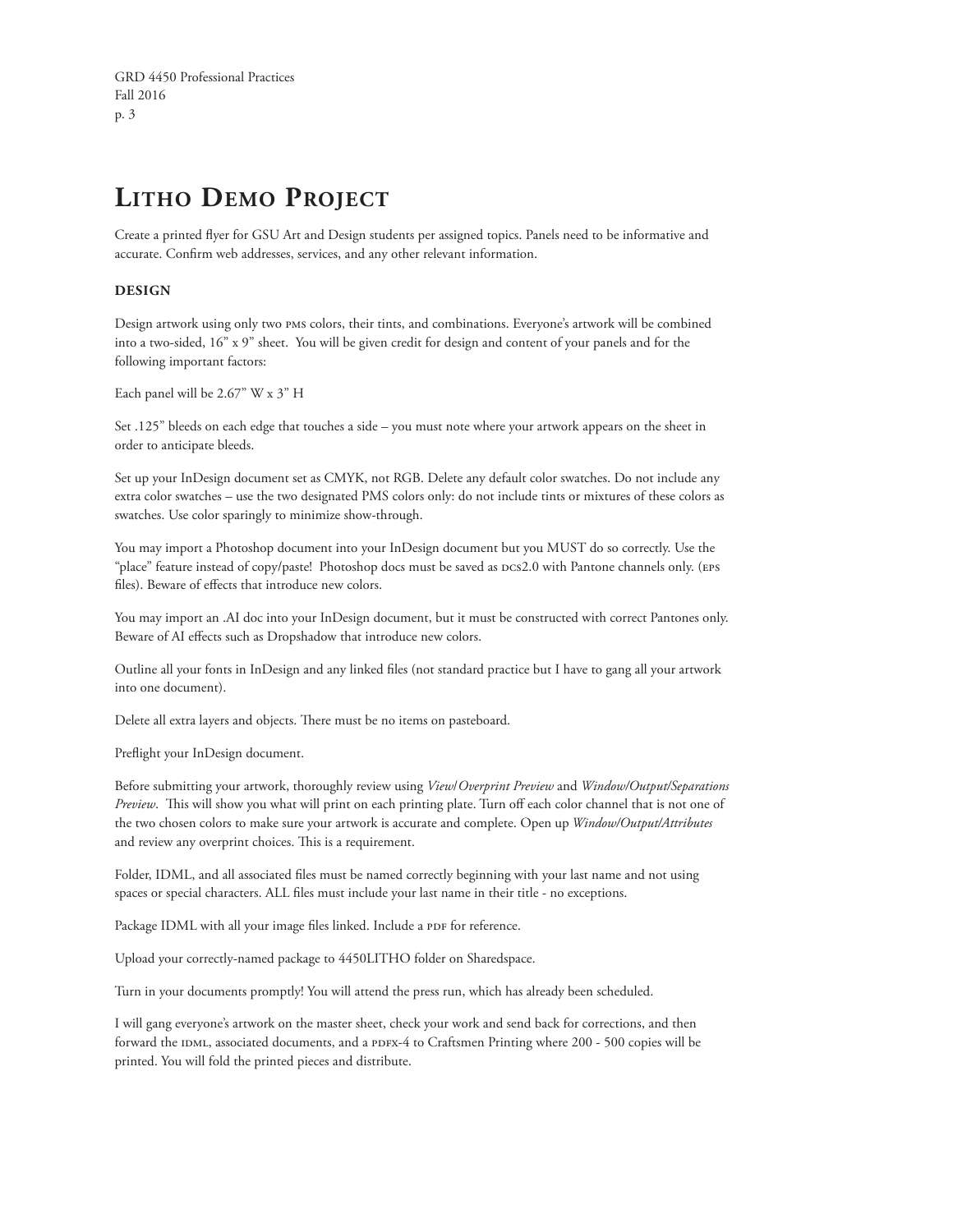# Litho Demo Project

Create a printed flyer for GSU Art and Design students per assigned topics. Panels need to be informative and accurate. Confirm web addresses, services, and any other relevant information.

### DESIGN

Design artwork using only two PMS colors, their tints, and combinations. Everyone's artwork will be combined into a two-sided, 16" x 9" sheet. You will be given credit for design and content of your panels and for the following important factors:

Each panel will be 2.67" W x 3" H

Set .125" bleeds on each edge that touches a side – you must note where your artwork appears on the sheet in order to anticipate bleeds.

Set up your InDesign document set as CMYK, not RGB. Delete any default color swatches. Do not include any extra color swatches – use the two designated PMS colors only: do not include tints or mixtures of these colors as swatches. Use color sparingly to minimize show-through.

You may import a Photoshop document into your InDesign document but you MUST do so correctly. Use the "place" feature instead of copy/paste! Photoshop docs must be saved as DCS2.0 with Pantone channels only. (EPS files). Beware of effects that introduce new colors.

You may import an .AI doc into your InDesign document, but it must be constructed with correct Pantones only. Beware of AI effects such as Dropshadow that introduce new colors.

Outline all your fonts in InDesign and any linked files (not standard practice but I have to gang all your artwork into one document).

Delete all extra layers and objects. There must be no items on pasteboard.

Preflight your InDesign document.

Before submitting your artwork, thoroughly review using *View/Overprint Preview* and *Window/Output/Separations Preview*. This will show you what will print on each printing plate. Turn off each color channel that is not one of the two chosen colors to make sure your artwork is accurate and complete. Open up *Window/Output/Attributes* and review any overprint choices. This is a requirement.

Folder, IDML, and all associated files must be named correctly beginning with your last name and not using spaces or special characters. ALL files must include your last name in their title - no exceptions.

Package IDML with all your image files linked. Include a PDF for reference.

Upload your correctly-named package to 4450LITHO folder on Sharedspace.

Turn in your documents promptly! You will attend the press run, which has already been scheduled.

I will gang everyone's artwork on the master sheet, check your work and send back for corrections, and then forward the IDML, associated documents, and a PDFX-4 to Craftsmen Printing where 200 - 500 copies will be printed. You will fold the printed pieces and distribute.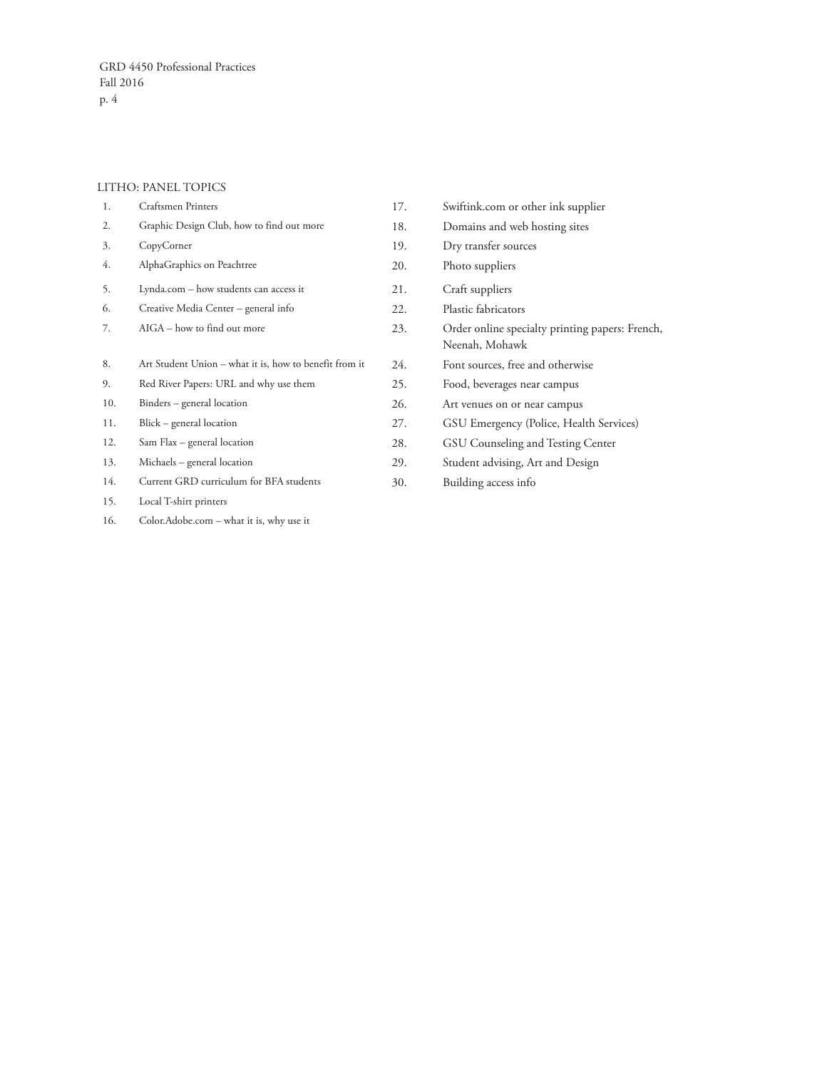LITHO: PANEL TOPICS

1. Craftsmen Printers
2. Graphic Design Club, how to find out more
3. CopyCorner
4. AlphaGraphics on Peachtree
5. Lynda.com – how students can access it
6. Creative Media Center – general info
7. AIGA – how to find out more
8. Art Student Union – what it is, how to benefit from it
9. Red River Papers: URL and why use them
10. Binders – general location
11. Blick – general location
12. Sam Flax – general location
13. Michaels – general location
14. Current GRD curriculum for BFA students
15. Local T-shirt printers
16. Color.Adobe.com – what it is, why use it
17. Swiftink.com or other ink supplier
18. Domains and web hosting sites
19. Dry transfer sources
20. Photo suppliers
21. Craft suppliers
22. Plastic fabricators
23. Order online specialty printing papers: French, Neenah, Mohawk
24. Font sources, free and otherwise
25. Food, beverages near campus
26. Art venues on or near campus
27. GSU Emergency (Police, Health Services)
28. GSU Counseling and Testing Center
29. Student advising, Art and Design
30. Building access info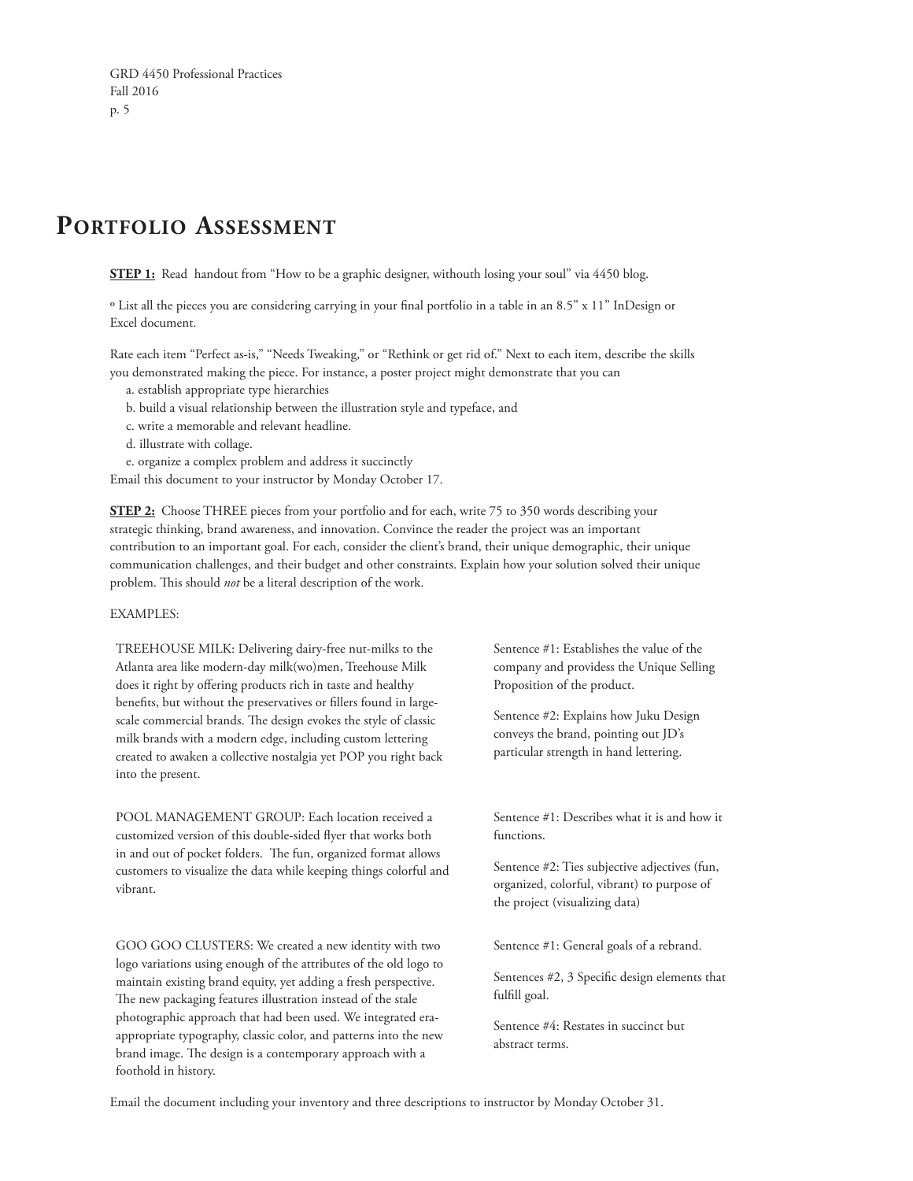# Portfolio Assessment

**STEP 1:** Read handout from "How to be a graphic designer, withouth losing your soul" via 4450 blog.

º List all the pieces you are considering carrying in your final portfolio in a table in an 8.5" x 11" InDesign or Excel document.

Rate each item "Perfect as-is," "Needs Tweaking," or "Rethink or get rid of." Next to each item, describe the skills you demonstrated making the piece. For instance, a poster project might demonstrate that you can

a. establish appropriate type hierarchies
b. build a visual relationship between the illustration style and typeface, and
c. write a memorable and relevant headline.
d. illustrate with collage.
e. organize a complex problem and address it succinctly

Email this document to your instructor by Monday October 17.

**STEP 2:** Choose THREE pieces from your portfolio and for each, write 75 to 350 words describing your strategic thinking, brand awareness, and innovation. Convince the reader the project was an important contribution to an important goal. For each, consider the client's brand, their unique demographic, their unique communication challenges, and their budget and other constraints. Explain how your solution solved their unique problem. This should *not* be a literal description of the work.

EXAMPLES:

| | |
|---|---|
| TREEHOUSE MILK: Delivering dairy-free nut-milks to the Atlanta area like modern-day milk(wo)men, Treehouse Milk does it right by offering products rich in taste and healthy benefits, but without the preservatives or fillers found in large-scale commercial brands. The design evokes the style of classic milk brands with a modern edge, including custom lettering created to awaken a collective nostalgia yet POP you right back into the present. | Sentence #1: Establishes the value of the company and providess the Unique Selling Proposition of the product.<br><br>Sentence #2: Explains how Juku Design conveys the brand, pointing out JD's particular strength in hand lettering. |
| POOL MANAGEMENT GROUP: Each location received a customized version of this double-sided flyer that works both in and out of pocket folders. The fun, organized format allows customers to visualize the data while keeping things colorful and vibrant. | Sentence #1: Describes what it is and how it functions.<br><br>Sentence #2: Ties subjective adjectives (fun, organized, colorful, vibrant) to purpose of the project (visualizing data) |
| GOO GOO CLUSTERS: We created a new identity with two logo variations using enough of the attributes of the old logo to maintain existing brand equity, yet adding a fresh perspective. The new packaging features illustration instead of the stale photographic approach that had been used. We integrated era-appropriate typography, classic color, and patterns into the new brand image. The design is a contemporary approach with a foothold in history. | Sentence #1: General goals of a rebrand.<br><br>Sentences #2, 3 Specific design elements that fulfill goal.<br><br>Sentence #4: Restates in succinct but abstract terms. |

Email the document including your inventory and three descriptions to instructor by Monday October 31.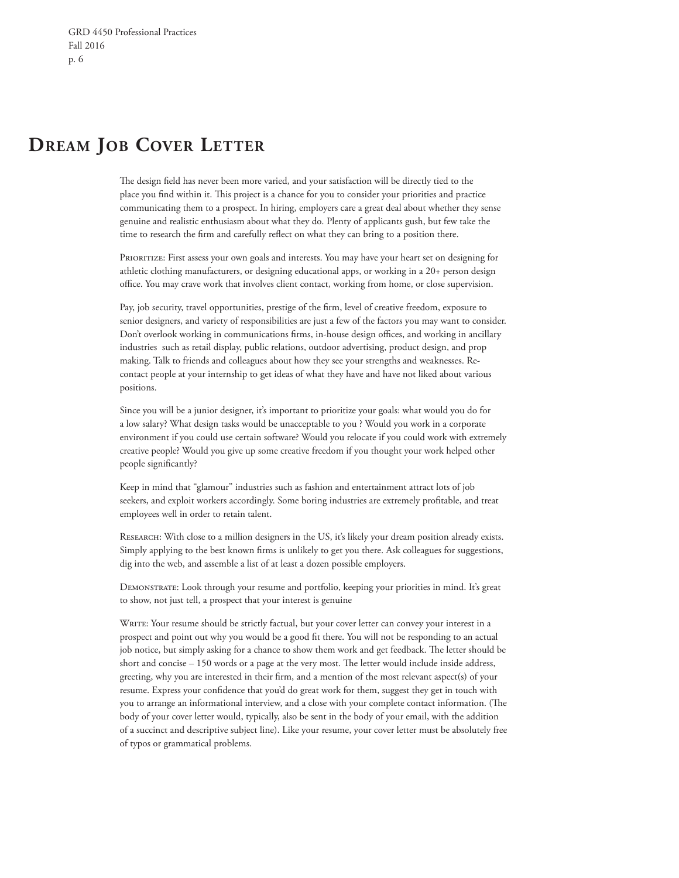# Dream Job Cover Letter

The design field has never been more varied, and your satisfaction will be directly tied to the place you find within it. This project is a chance for you to consider your priorities and practice communicating them to a prospect. In hiring, employers care a great deal about whether they sense genuine and realistic enthusiasm about what they do. Plenty of applicants gush, but few take the time to research the firm and carefully reflect on what they can bring to a position there.

Prioritize: First assess your own goals and interests. You may have your heart set on designing for athletic clothing manufacturers, or designing educational apps, or working in a 20+ person design office. You may crave work that involves client contact, working from home, or close supervision.

Pay, job security, travel opportunities, prestige of the firm, level of creative freedom, exposure to senior designers, and variety of responsibilities are just a few of the factors you may want to consider. Don't overlook working in communications firms, in-house design offices, and working in ancillary industries  such as retail display, public relations, outdoor advertising, product design, and prop making. Talk to friends and colleagues about how they see your strengths and weaknesses. Re-contact people at your internship to get ideas of what they have and have not liked about various positions.

Since you will be a junior designer, it's important to prioritize your goals: what would you do for a low salary? What design tasks would be unacceptable to you ? Would you work in a corporate environment if you could use certain software? Would you relocate if you could work with extremely creative people? Would you give up some creative freedom if you thought your work helped other people significantly?

Keep in mind that "glamour" industries such as fashion and entertainment attract lots of job seekers, and exploit workers accordingly. Some boring industries are extremely profitable, and treat employees well in order to retain talent.

Research: With close to a million designers in the US, it's likely your dream position already exists. Simply applying to the best known firms is unlikely to get you there. Ask colleagues for suggestions, dig into the web, and assemble a list of at least a dozen possible employers.

Demonstrate: Look through your resume and portfolio, keeping your priorities in mind. It's great to show, not just tell, a prospect that your interest is genuine

Write: Your resume should be strictly factual, but your cover letter can convey your interest in a prospect and point out why you would be a good fit there. You will not be responding to an actual job notice, but simply asking for a chance to show them work and get feedback. The letter should be short and concise – 150 words or a page at the very most. The letter would include inside address, greeting, why you are interested in their firm, and a mention of the most relevant aspect(s) of your resume. Express your confidence that you'd do great work for them, suggest they get in touch with you to arrange an informational interview, and a close with your complete contact information. (The body of your cover letter would, typically, also be sent in the body of your email, with the addition of a succinct and descriptive subject line). Like your resume, your cover letter must be absolutely free of typos or grammatical problems.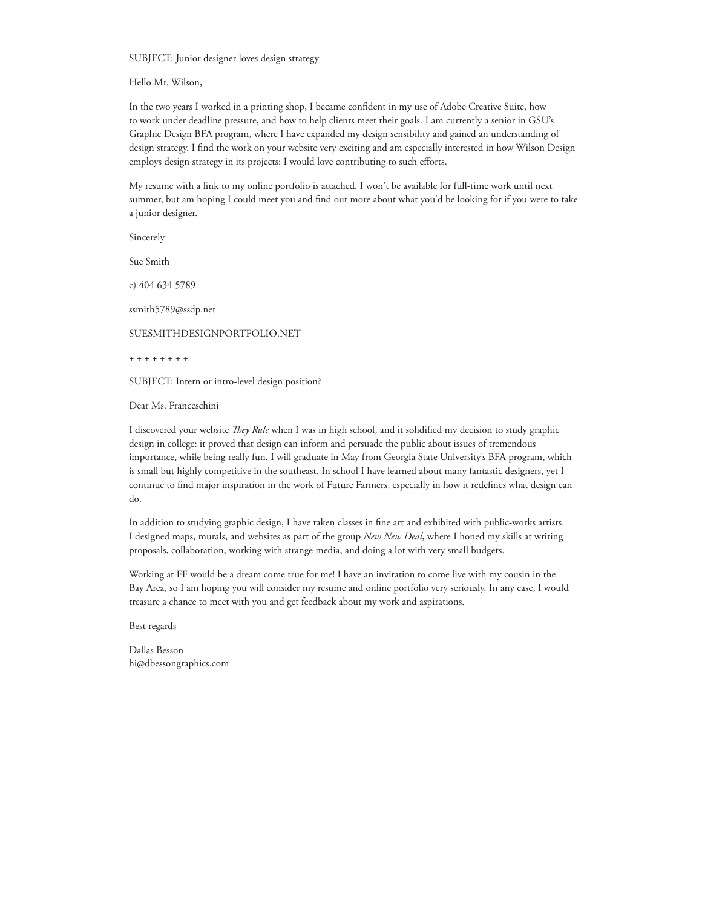SUBJECT: Junior designer loves design strategy

Hello Mr. Wilson,

In the two years I worked in a printing shop, I became confident in my use of Adobe Creative Suite, how to work under deadline pressure, and how to help clients meet their goals. I am currently a senior in GSU's Graphic Design BFA program, where I have expanded my design sensibility and gained an understanding of design strategy. I find the work on your website very exciting and am especially interested in how Wilson Design employs design strategy in its projects: I would love contributing to such efforts.

My resume with a link to my online portfolio is attached. I won't be available for full-time work until next summer, but am hoping I could meet you and find out more about what you'd be looking for if you were to take a junior designer.

Sincerely

Sue Smith

c) 404 634 5789

ssmith5789@ssdp.net

SUESMITHDESIGNPORTFOLIO.NET

+ + + + + + + +

SUBJECT: Intern or intro-level design position?

Dear Ms. Franceschini

I discovered your website *They Rule* when I was in high school, and it solidified my decision to study graphic design in college: it proved that design can inform and persuade the public about issues of tremendous importance, while being really fun. I will graduate in May from Georgia State University's BFA program, which is small but highly competitive in the southeast. In school I have learned about many fantastic designers, yet I continue to find major inspiration in the work of Future Farmers, especially in how it redefines what design can do.

In addition to studying graphic design, I have taken classes in fine art and exhibited with public-works artists. I designed maps, murals, and websites as part of the group *New New Deal*, where I honed my skills at writing proposals, collaboration, working with strange media, and doing a lot with very small budgets.

Working at FF would be a dream come true for me! I have an invitation to come live with my cousin in the Bay Area, so I am hoping you will consider my resume and online portfolio very seriously. In any case, I would treasure a chance to meet with you and get feedback about my work and aspirations.

Best regards

Dallas Besson
hi@dbessongraphics.com